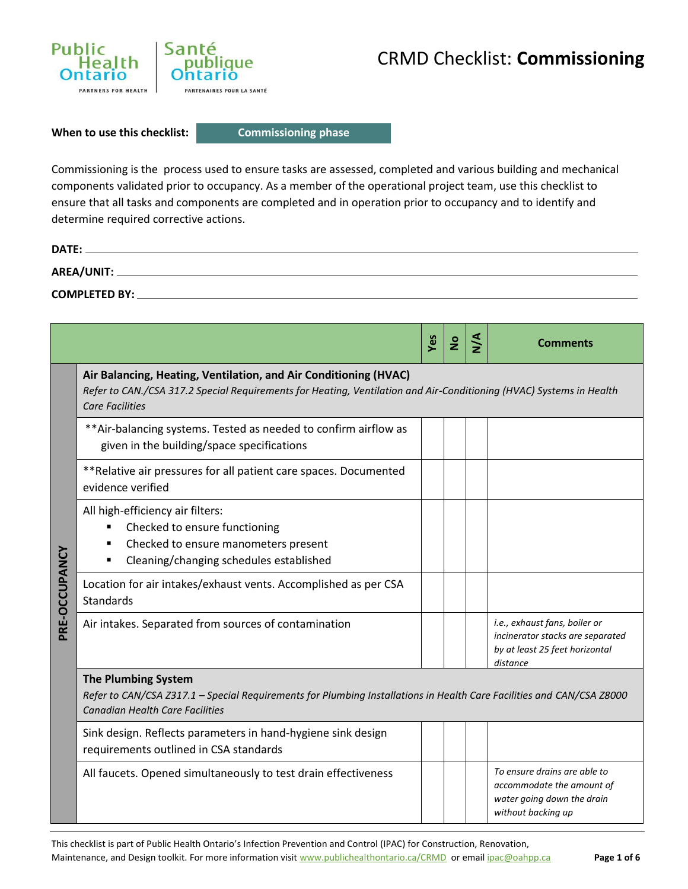# CRMD Checklist: **Commissioning**

**When to use this checklist:** Commissioning phase

Commissioning is the process used to ensure tasks are assessed, completed and various building and mechanical components validated prior to occupancy. As a member of the operational project team, use this checklist to ensure that all tasks and components are completed and in operation prior to occupancy and to identify and determine required corrective actions.

**DATE:** ______________________________

**AREA/UNIT:** ______________________________

**COMPLETED BY:** ______________________________

| | | Yes | No | N/A | Comments |
|---|---|---|---|---|---|
| PRE-OCCUPANCY | **Air Balancing, Heating, Ventilation, and Air Conditioning (HVAC)** *Refer to CAN./CSA 317.2 Special Requirements for Heating, Ventilation and Air-Conditioning (HVAC) Systems in Health Care Facilities* | | | | |
| | **Air-balancing systems. Tested as needed to confirm airflow as given in the building/space specifications | | | | |
| | **Relative air pressures for all patient care spaces. Documented evidence verified | | | | |
| | All high-efficiency air filters: <br>▪ Checked to ensure functioning <br>▪ Checked to ensure manometers present <br>▪ Cleaning/changing schedules established | | | | |
| | Location for air intakes/exhaust vents. Accomplished as per CSA Standards | | | | |
| | Air intakes. Separated from sources of contamination | | | | *i.e., exhaust fans, boiler or incinerator stacks are separated by at least 25 feet horizontal distance* |
| | **The Plumbing System** *Refer to CAN/CSA Z317.1 – Special Requirements for Plumbing Installations in Health Care Facilities and CAN/CSA Z8000 Canadian Health Care Facilities* | | | | |
| | Sink design. Reflects parameters in hand-hygiene sink design requirements outlined in CSA standards | | | | |
| | All faucets. Opened simultaneously to test drain effectiveness | | | | *To ensure drains are able to accommodate the amount of water going down the drain without backing up* |

This checklist is part of Public Health Ontario's Infection Prevention and Control (IPAC) for Construction, Renovation, Maintenance, and Design toolkit. For more information visit www.publichealthontario.ca/CRMD or email ipac@oahpp.ca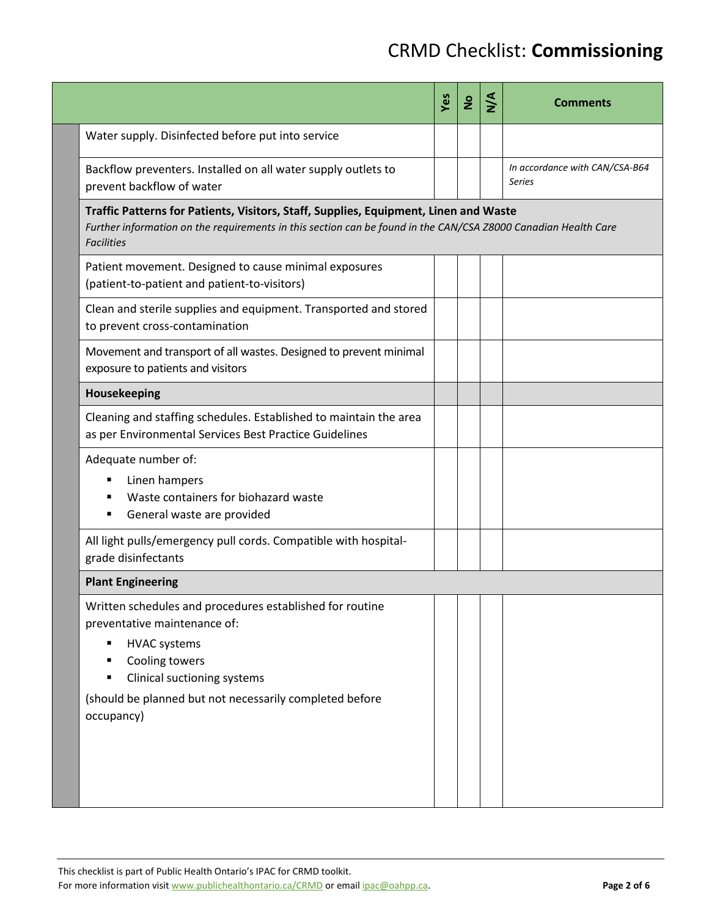# CRMD Checklist: **Commissioning**

| | Yes | No | N/A | Comments |
|---|---|---|---|---|
| Water supply. Disinfected before put into service | | | | |
| Backflow preventers. Installed on all water supply outlets to prevent backflow of water | | | | *In accordance with CAN/CSA-B64 Series* |
| **Traffic Patterns for Patients, Visitors, Staff, Supplies, Equipment, Linen and Waste** *Further information on the requirements in this section can be found in the CAN/CSA Z8000 Canadian Health Care Facilities* | | | | |
| Patient movement. Designed to cause minimal exposures (patient-to-patient and patient-to-visitors) | | | | |
| Clean and sterile supplies and equipment. Transported and stored to prevent cross-contamination | | | | |
| Movement and transport of all wastes. Designed to prevent minimal exposure to patients and visitors | | | | |
| **Housekeeping** | | | | |
| Cleaning and staffing schedules. Established to maintain the area as per Environmental Services Best Practice Guidelines | | | | |
| Adequate number of:<br>▪ Linen hampers<br>▪ Waste containers for biohazard waste<br>▪ General waste are provided | | | | |
| All light pulls/emergency pull cords. Compatible with hospital-grade disinfectants | | | | |
| **Plant Engineering** | | | | |
| Written schedules and procedures established for routine preventative maintenance of:<br>▪ HVAC systems<br>▪ Cooling towers<br>▪ Clinical suctioning systems<br>(should be planned but not necessarily completed before occupancy) | | | | |

This checklist is part of Public Health Ontario's IPAC for CRMD toolkit.
For more information visit www.publichealthontario.ca/CRMD or email ipac@oahpp.ca.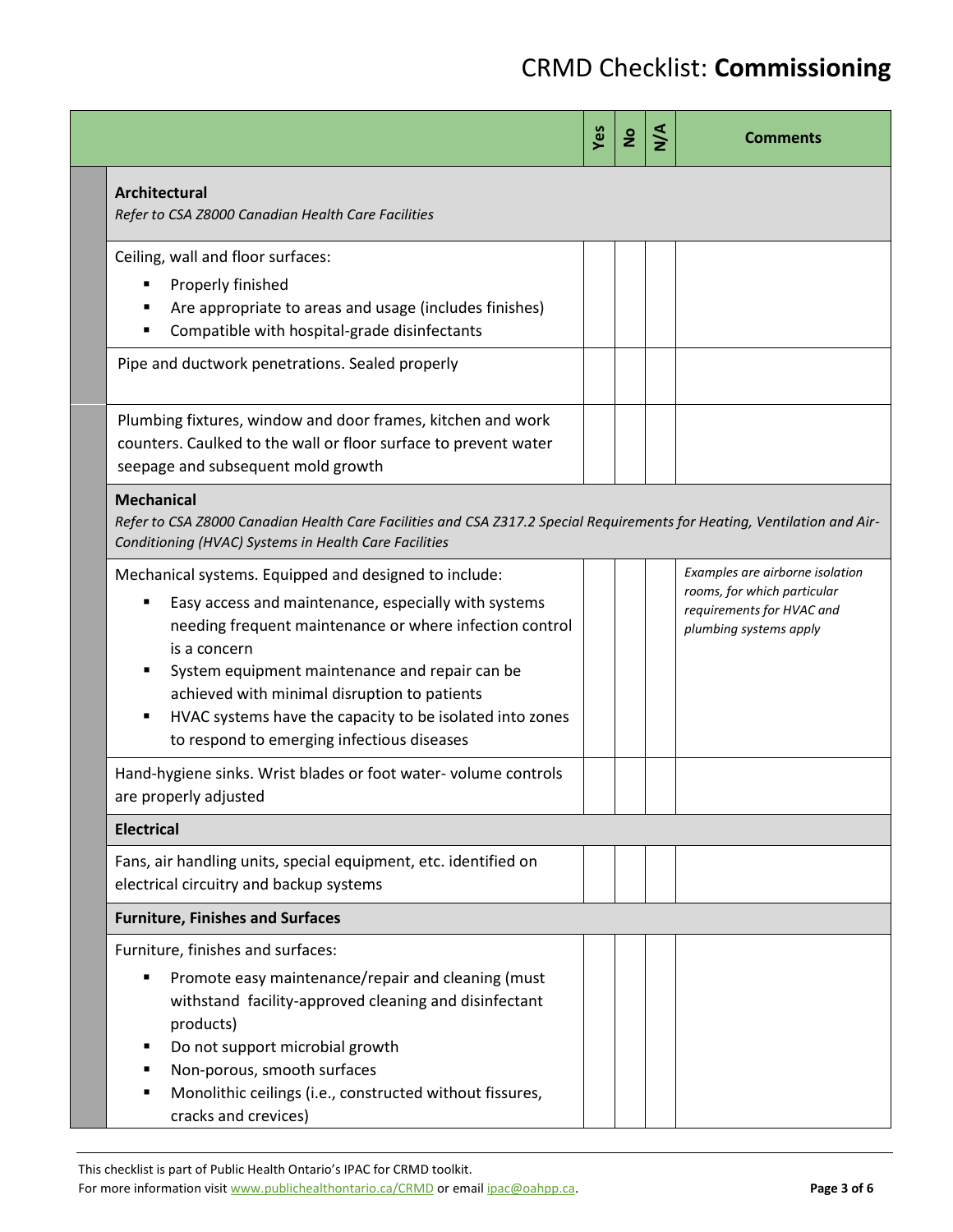# CRMD Checklist: **Commissioning**

| | Yes | No | N/A | Comments |
|---|---|---|---|---|
| **Architectural**<br>*Refer to CSA Z8000 Canadian Health Care Facilities* | | | | |
| Ceiling, wall and floor surfaces:<br>▪ Properly finished<br>▪ Are appropriate to areas and usage (includes finishes)<br>▪ Compatible with hospital-grade disinfectants | | | | |
| Pipe and ductwork penetrations. Sealed properly | | | | |
| Plumbing fixtures, window and door frames, kitchen and work counters. Caulked to the wall or floor surface to prevent water seepage and subsequent mold growth | | | | |
| **Mechanical**<br>*Refer to CSA Z8000 Canadian Health Care Facilities and CSA Z317.2 Special Requirements for Heating, Ventilation and Air-Conditioning (HVAC) Systems in Health Care Facilities* | | | | |
| Mechanical systems. Equipped and designed to include:<br>▪ Easy access and maintenance, especially with systems needing frequent maintenance or where infection control is a concern<br>▪ System equipment maintenance and repair can be achieved with minimal disruption to patients<br>▪ HVAC systems have the capacity to be isolated into zones to respond to emerging infectious diseases | | | | *Examples are airborne isolation rooms, for which particular requirements for HVAC and plumbing systems apply* |
| Hand-hygiene sinks. Wrist blades or foot water- volume controls are properly adjusted | | | | |
| **Electrical** | | | | |
| Fans, air handling units, special equipment, etc. identified on electrical circuitry and backup systems | | | | |
| **Furniture, Finishes and Surfaces** | | | | |
| Furniture, finishes and surfaces:<br>▪ Promote easy maintenance/repair and cleaning (must withstand facility-approved cleaning and disinfectant products)<br>▪ Do not support microbial growth<br>▪ Non-porous, smooth surfaces<br>▪ Monolithic ceilings (i.e., constructed without fissures, cracks and crevices) | | | | |

This checklist is part of Public Health Ontario's IPAC for CRMD toolkit.
For more information visit www.publichealthontario.ca/CRMD or email ipac@oahpp.ca.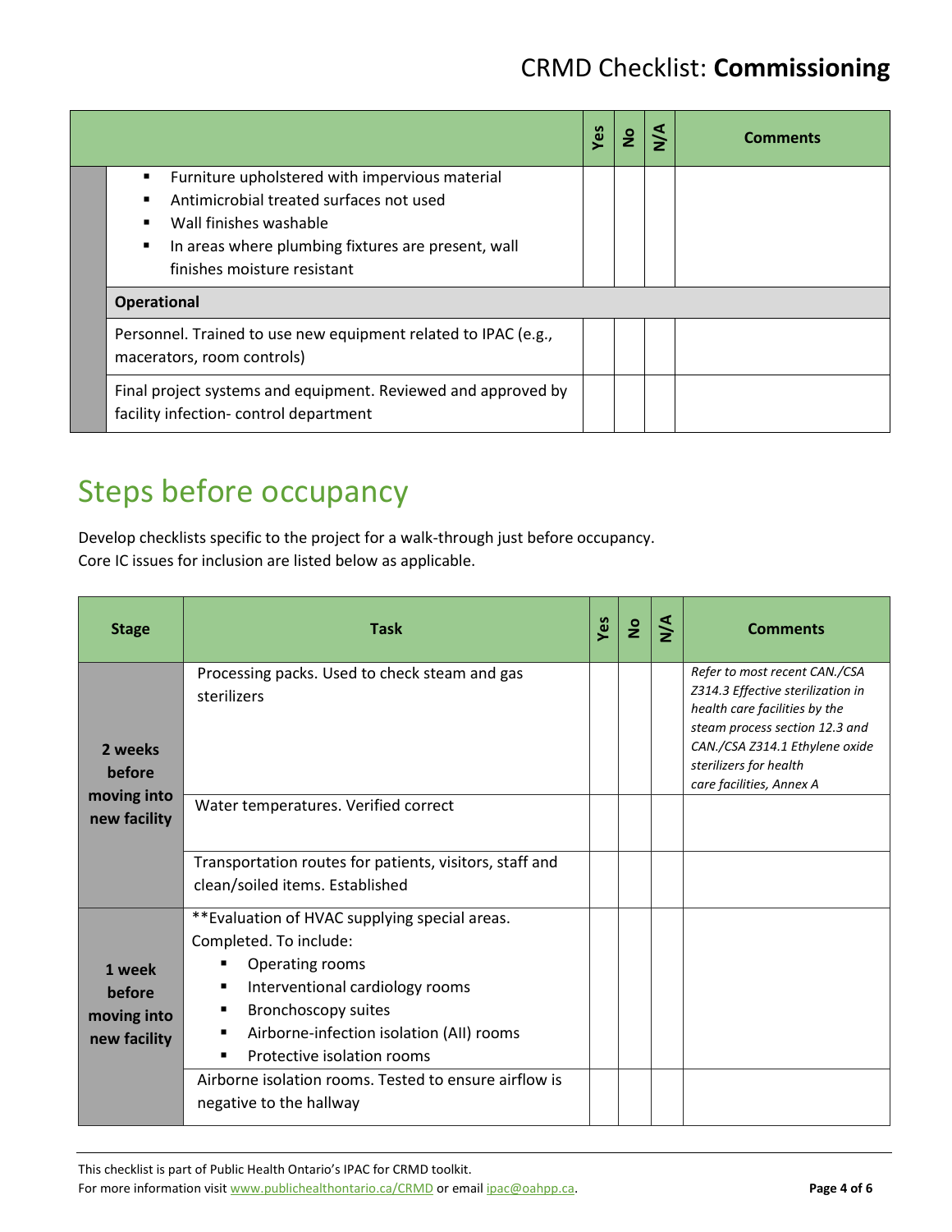|  | | Yes | No | N/A | Comments |
|---|---|---|---|---|---|
|  | ▪ Furniture upholstered with impervious material<br>▪ Antimicrobial treated surfaces not used<br>▪ Wall finishes washable<br>▪ In areas where plumbing fixtures are present, wall finishes moisture resistant | | | | |
|  | **Operational** | | | | |
|  | Personnel. Trained to use new equipment related to IPAC (e.g., macerators, room controls) | | | | |
|  | Final project systems and equipment. Reviewed and approved by facility infection- control department | | | | |

# Steps before occupancy

Develop checklists specific to the project for a walk-through just before occupancy.
Core IC issues for inclusion are listed below as applicable.

| Stage | Task | Yes | No | N/A | Comments |
|---|---|---|---|---|---|
| **2 weeks before moving into new facility** | Processing packs. Used to check steam and gas sterilizers | | | | *Refer to most recent CAN./CSA Z314.3 Effective sterilization in health care facilities by the steam process section 12.3 and CAN./CSA Z314.1 Ethylene oxide sterilizers for health care facilities, Annex A* |
| | Water temperatures. Verified correct | | | | |
| | Transportation routes for patients, visitors, staff and clean/soiled items. Established | | | | |
| **1 week before moving into new facility** | **Evaluation of HVAC supplying special areas. Completed. To include:<br>▪ Operating rooms<br>▪ Interventional cardiology rooms<br>▪ Bronchoscopy suites<br>▪ Airborne-infection isolation (AII) rooms<br>▪ Protective isolation rooms | | | | |
| | Airborne isolation rooms. Tested to ensure airflow is negative to the hallway | | | | |

This checklist is part of Public Health Ontario's IPAC for CRMD toolkit.
For more information visit www.publichealthontario.ca/CRMD or email ipac@oahpp.ca.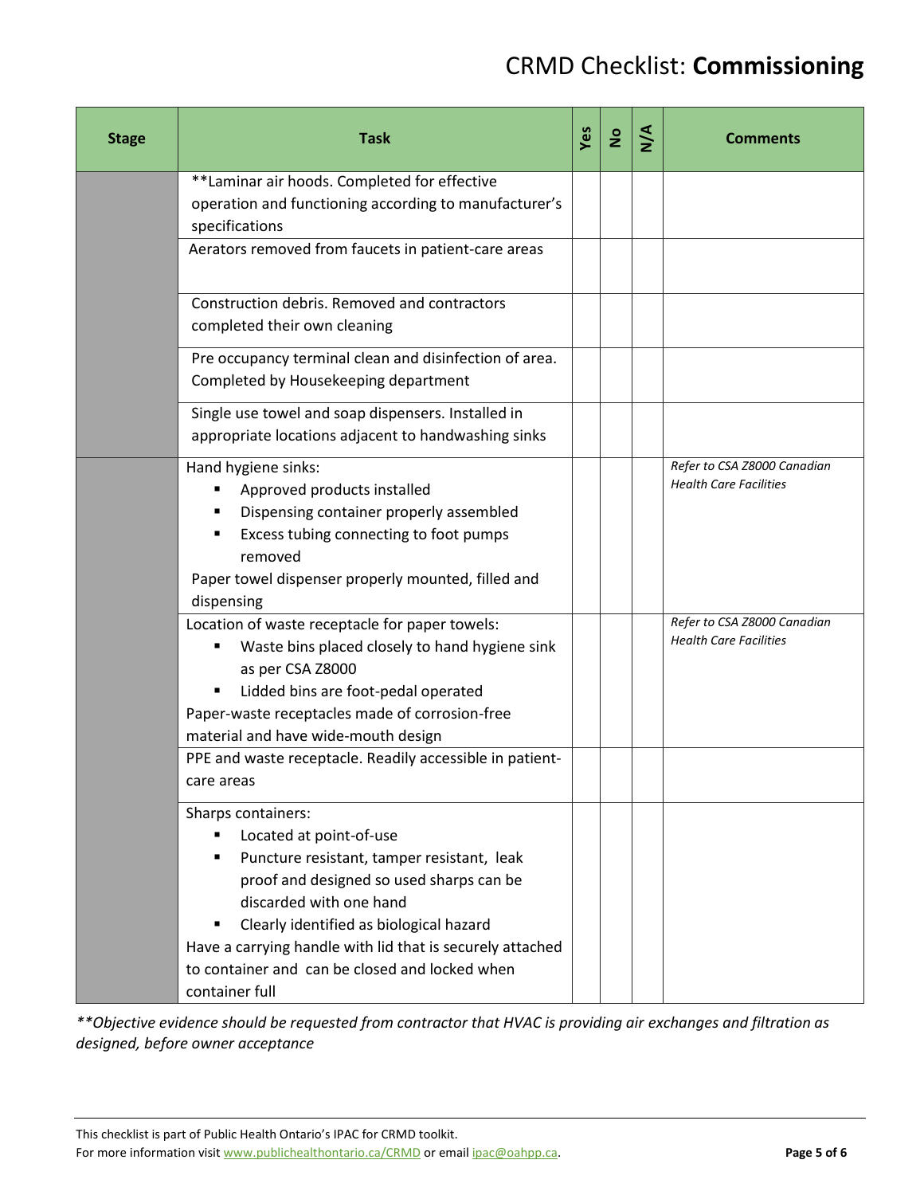# CRMD Checklist: **Commissioning**

| Stage | Task | Yes | No | N/A | Comments |
|---|---|---|---|---|---|
| | **Laminar air hoods. Completed for effective operation and functioning according to manufacturer's specifications | | | | |
| | Aerators removed from faucets in patient-care areas | | | | |
| | Construction debris. Removed and contractors completed their own cleaning | | | | |
| | Pre occupancy terminal clean and disinfection of area. Completed by Housekeeping department | | | | |
| | Single use towel and soap dispensers. Installed in appropriate locations adjacent to handwashing sinks | | | | |
| | Hand hygiene sinks:<br>▪ Approved products installed<br>▪ Dispensing container properly assembled<br>▪ Excess tubing connecting to foot pumps removed<br>Paper towel dispenser properly mounted, filled and dispensing | | | | *Refer to CSA Z8000 Canadian Health Care Facilities* |
| | Location of waste receptacle for paper towels:<br>▪ Waste bins placed closely to hand hygiene sink as per CSA Z8000<br>▪ Lidded bins are foot-pedal operated<br>Paper-waste receptacles made of corrosion-free material and have wide-mouth design | | | | *Refer to CSA Z8000 Canadian Health Care Facilities* |
| | PPE and waste receptacle. Readily accessible in patient-care areas | | | | |
| | Sharps containers:<br>▪ Located at point-of-use<br>▪ Puncture resistant, tamper resistant, leak proof and designed so used sharps can be discarded with one hand<br>▪ Clearly identified as biological hazard<br>Have a carrying handle with lid that is securely attached to container and can be closed and locked when container full | | | | |

*\*\*Objective evidence should be requested from contractor that HVAC is providing air exchanges and filtration as designed, before owner acceptance*

This checklist is part of Public Health Ontario's IPAC for CRMD toolkit.
For more information visit www.publichealthontario.ca/CRMD or email ipac@oahpp.ca.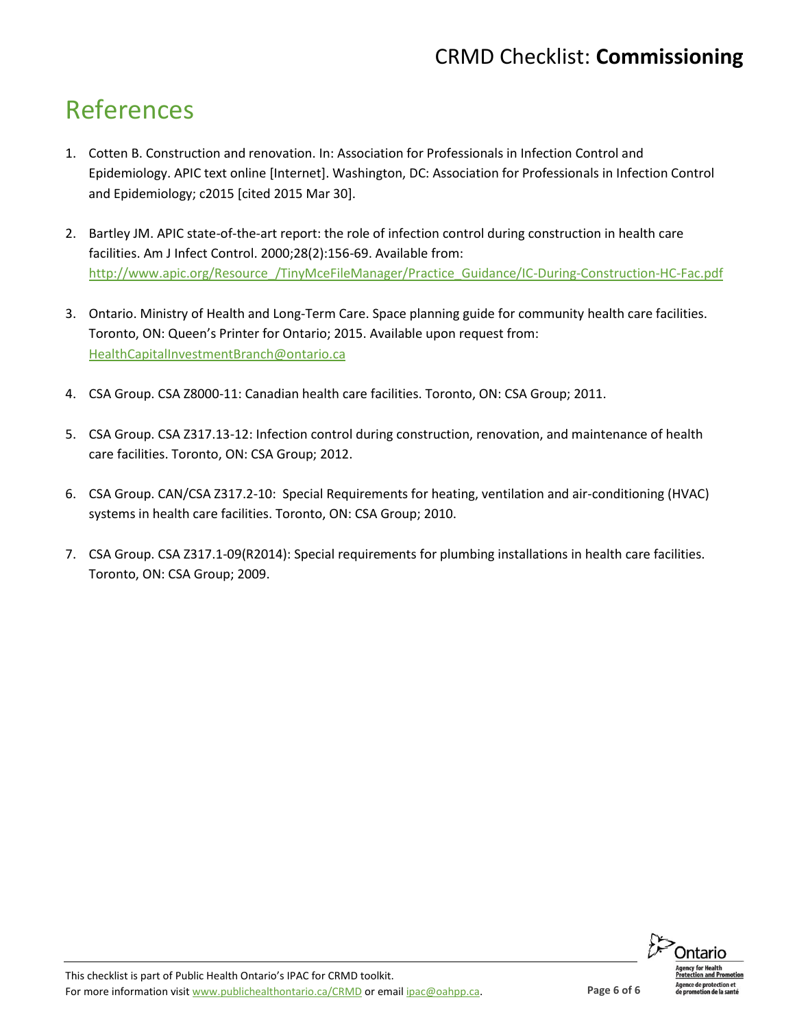# References

1. Cotten B. Construction and renovation. In: Association for Professionals in Infection Control and Epidemiology. APIC text online [Internet]. Washington, DC: Association for Professionals in Infection Control and Epidemiology; c2015 [cited 2015 Mar 30].

2. Bartley JM. APIC state-of-the-art report: the role of infection control during construction in health care facilities. Am J Infect Control. 2000;28(2):156-69. Available from: http://www.apic.org/Resource_/TinyMceFileManager/Practice_Guidance/IC-During-Construction-HC-Fac.pdf

3. Ontario. Ministry of Health and Long-Term Care. Space planning guide for community health care facilities. Toronto, ON: Queen's Printer for Ontario; 2015. Available upon request from: HealthCapitalInvestmentBranch@ontario.ca

4. CSA Group. CSA Z8000-11: Canadian health care facilities. Toronto, ON: CSA Group; 2011.

5. CSA Group. CSA Z317.13-12: Infection control during construction, renovation, and maintenance of health care facilities. Toronto, ON: CSA Group; 2012.

6. CSA Group. CAN/CSA Z317.2-10: Special Requirements for heating, ventilation and air-conditioning (HVAC) systems in health care facilities. Toronto, ON: CSA Group; 2010.

7. CSA Group. CSA Z317.1-09(R2014): Special requirements for plumbing installations in health care facilities. Toronto, ON: CSA Group; 2009.

This checklist is part of Public Health Ontario's IPAC for CRMD toolkit.
For more information visit www.publichealthontario.ca/CRMD or email ipac@oahpp.ca.